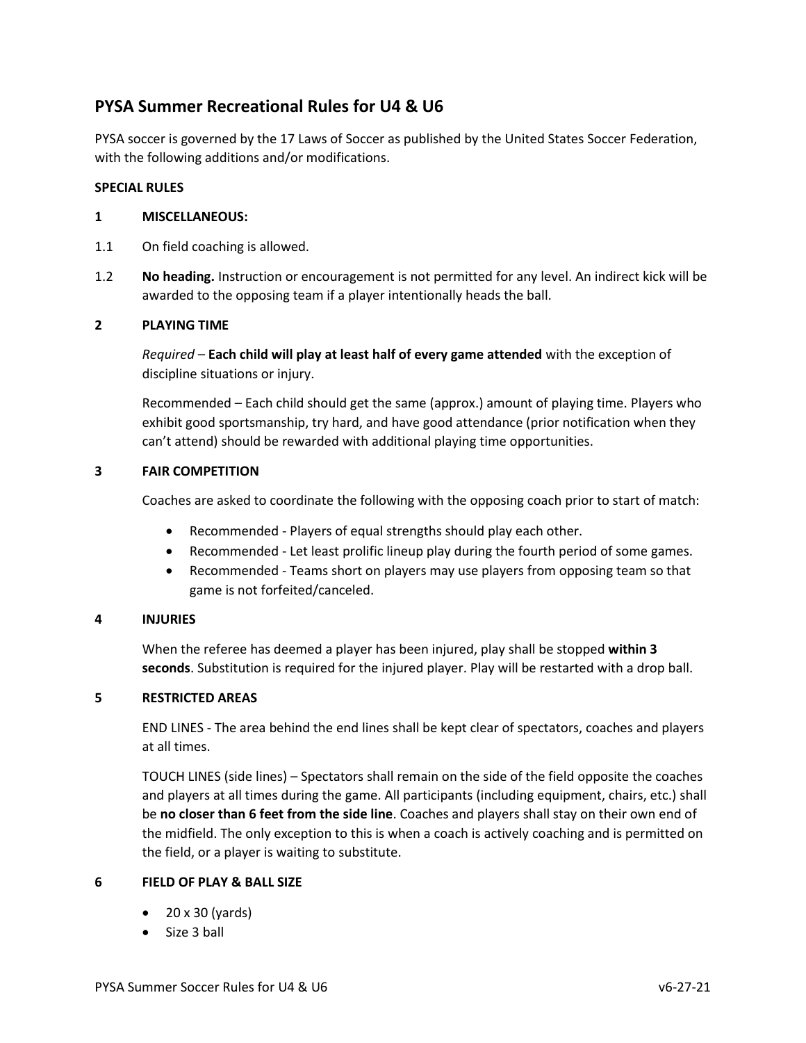# PYSA Summer Recreational Rules for U4 & U6

PYSA soccer is governed by the 17 Laws of Soccer as published by the United States Soccer Federation, with the following additions and/or modifications.

**SPECIAL RULES**

## 1 MISCELLANEOUS:

1.1 On field coaching is allowed.

1.2 **No heading.** Instruction or encouragement is not permitted for any level. An indirect kick will be awarded to the opposing team if a player intentionally heads the ball.

## 2 PLAYING TIME

*Required* – **Each child will play at least half of every game attended** with the exception of discipline situations or injury.

Recommended – Each child should get the same (approx.) amount of playing time. Players who exhibit good sportsmanship, try hard, and have good attendance (prior notification when they can't attend) should be rewarded with additional playing time opportunities.

## 3 FAIR COMPETITION

Coaches are asked to coordinate the following with the opposing coach prior to start of match:

- Recommended - Players of equal strengths should play each other.
- Recommended - Let least prolific lineup play during the fourth period of some games.
- Recommended - Teams short on players may use players from opposing team so that game is not forfeited/canceled.

## 4 INJURIES

When the referee has deemed a player has been injured, play shall be stopped **within 3 seconds**. Substitution is required for the injured player. Play will be restarted with a drop ball.

## 5 RESTRICTED AREAS

END LINES - The area behind the end lines shall be kept clear of spectators, coaches and players at all times.

TOUCH LINES (side lines) – Spectators shall remain on the side of the field opposite the coaches and players at all times during the game. All participants (including equipment, chairs, etc.) shall be **no closer than 6 feet from the side line**. Coaches and players shall stay on their own end of the midfield. The only exception to this is when a coach is actively coaching and is permitted on the field, or a player is waiting to substitute.

## 6 FIELD OF PLAY & BALL SIZE

- 20 x 30 (yards)
- Size 3 ball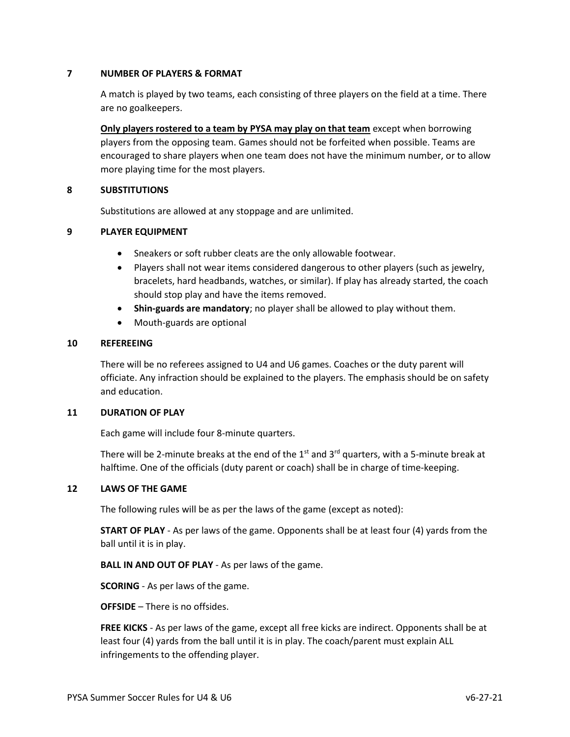## 7 NUMBER OF PLAYERS & FORMAT

A match is played by two teams, each consisting of three players on the field at a time. There are no goalkeepers.

**Only players rostered to a team by PYSA may play on that team** except when borrowing players from the opposing team. Games should not be forfeited when possible. Teams are encouraged to share players when one team does not have the minimum number, or to allow more playing time for the most players.

## 8 SUBSTITUTIONS

Substitutions are allowed at any stoppage and are unlimited.

## 9 PLAYER EQUIPMENT

- Sneakers or soft rubber cleats are the only allowable footwear.
- Players shall not wear items considered dangerous to other players (such as jewelry, bracelets, hard headbands, watches, or similar). If play has already started, the coach should stop play and have the items removed.
- **Shin-guards are mandatory**; no player shall be allowed to play without them.
- Mouth-guards are optional

## 10 REFEREEING

There will be no referees assigned to U4 and U6 games. Coaches or the duty parent will officiate. Any infraction should be explained to the players. The emphasis should be on safety and education.

## 11 DURATION OF PLAY

Each game will include four 8-minute quarters.

There will be 2-minute breaks at the end of the 1st and 3rd quarters, with a 5-minute break at halftime. One of the officials (duty parent or coach) shall be in charge of time-keeping.

## 12 LAWS OF THE GAME

The following rules will be as per the laws of the game (except as noted):

**START OF PLAY** - As per laws of the game. Opponents shall be at least four (4) yards from the ball until it is in play.

**BALL IN AND OUT OF PLAY** - As per laws of the game.

**SCORING** - As per laws of the game.

**OFFSIDE** – There is no offsides.

**FREE KICKS** - As per laws of the game, except all free kicks are indirect. Opponents shall be at least four (4) yards from the ball until it is in play. The coach/parent must explain ALL infringements to the offending player.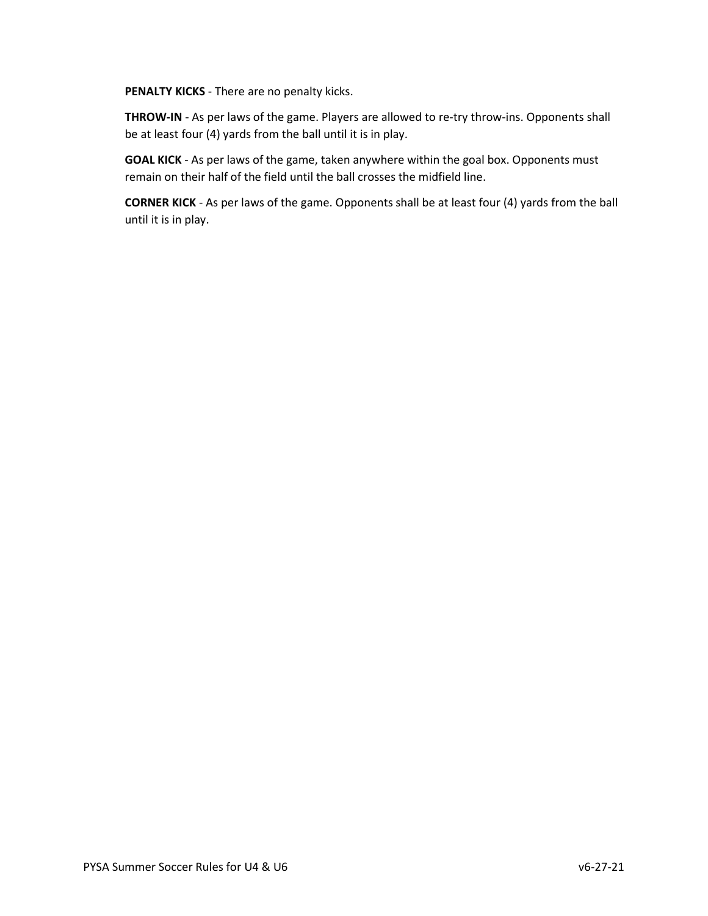**PENALTY KICKS** - There are no penalty kicks.

**THROW-IN** - As per laws of the game. Players are allowed to re-try throw-ins. Opponents shall be at least four (4) yards from the ball until it is in play.

**GOAL KICK** - As per laws of the game, taken anywhere within the goal box. Opponents must remain on their half of the field until the ball crosses the midfield line.

**CORNER KICK** - As per laws of the game. Opponents shall be at least four (4) yards from the ball until it is in play.